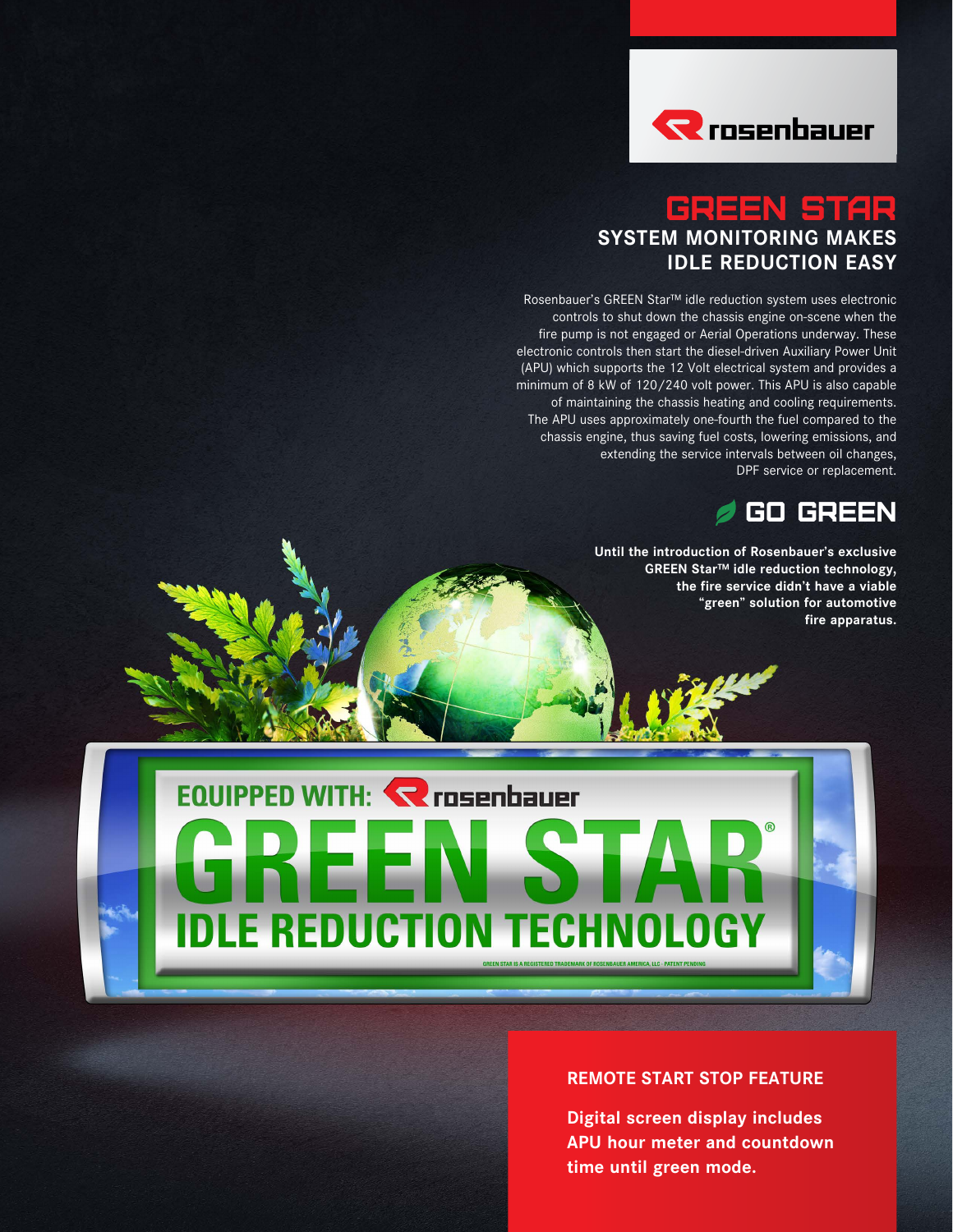rosenbauer

# GREEN STAR

## SYSTEM MONITORING MAKES IDLE REDUCTION EASY

Rosenbauer's GREEN Star™ idle reduction system uses electronic controls to shut down the chassis engine on-scene when the fire pump is not engaged or Aerial Operations underway. These electronic controls then start the diesel-driven Auxiliary Power Unit (APU) which supports the 12 Volt electrical system and provides a minimum of 8 kW of 120/240 volt power. This APU is also capable of maintaining the chassis heating and cooling requirements. The APU uses approximately one-fourth the fuel compared to the chassis engine, thus saving fuel costs, lowering emissions, and extending the service intervals between oil changes, DPF service or replacement.

## GO GREEN

**Until the introduction of Rosenbauer's exclusive GREEN Star™ idle reduction technology, the fire service didn't have a viable "green" solution for automotive fire apparatus.**

EQUIPPED WITH: rosenbauer

GREEN STAR®

IDLE REDUCTION TECHNOLOGY

GREEN STAR IS A REGISTERED TRADEMARK OF ROSENBAUER AMERICA, LLC · PATENT PENDING

### REMOTE START STOP FEATURE

**Digital screen display includes APU hour meter and countdown time until green mode.**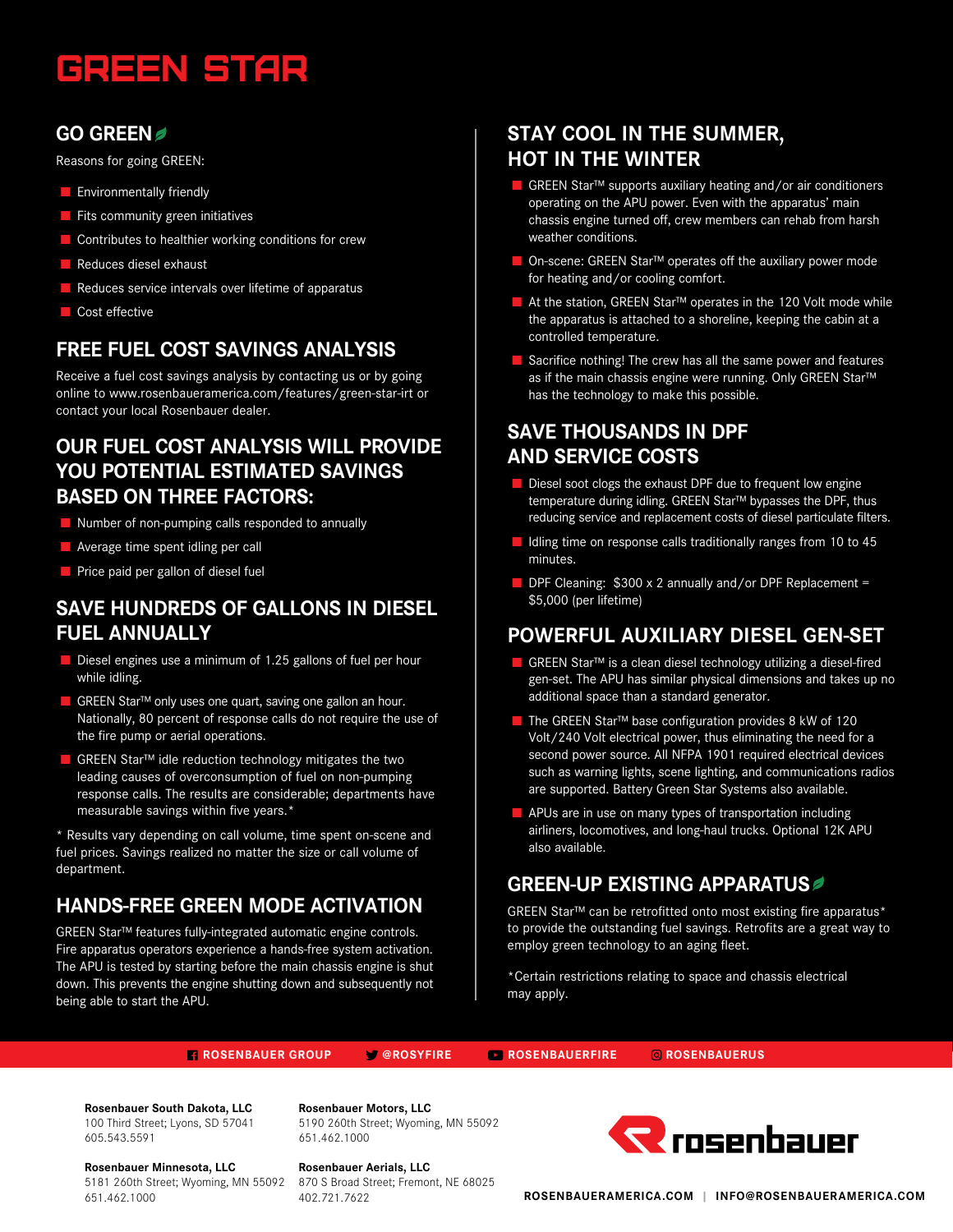# GREEN STAR

## GO GREEN

Reasons for going GREEN:

- Environmentally friendly
- Fits community green initiatives
- Contributes to healthier working conditions for crew
- Reduces diesel exhaust
- Reduces service intervals over lifetime of apparatus
- Cost effective

## FREE FUEL COST SAVINGS ANALYSIS

Receive a fuel cost savings analysis by contacting us or by going online to www.rosenbaueramerica.com/features/green-star-irt or contact your local Rosenbauer dealer.

## OUR FUEL COST ANALYSIS WILL PROVIDE YOU POTENTIAL ESTIMATED SAVINGS BASED ON THREE FACTORS:

- Number of non-pumping calls responded to annually
- Average time spent idling per call
- Price paid per gallon of diesel fuel

## SAVE HUNDREDS OF GALLONS IN DIESEL FUEL ANNUALLY

- Diesel engines use a minimum of 1.25 gallons of fuel per hour while idling.
- GREEN Star™ only uses one quart, saving one gallon an hour. Nationally, 80 percent of response calls do not require the use of the fire pump or aerial operations.
- GREEN Star™ idle reduction technology mitigates the two leading causes of overconsumption of fuel on non-pumping response calls. The results are considerable; departments have measurable savings within five years.*

* Results vary depending on call volume, time spent on-scene and fuel prices. Savings realized no matter the size or call volume of department.

## HANDS-FREE GREEN MODE ACTIVATION

GREEN Star™ features fully-integrated automatic engine controls. Fire apparatus operators experience a hands-free system activation. The APU is tested by starting before the main chassis engine is shut down. This prevents the engine shutting down and subsequently not being able to start the APU.

## STAY COOL IN THE SUMMER, HOT IN THE WINTER

- GREEN Star™ supports auxiliary heating and/or air conditioners operating on the APU power. Even with the apparatus' main chassis engine turned off, crew members can rehab from harsh weather conditions.
- On-scene: GREEN Star™ operates off the auxiliary power mode for heating and/or cooling comfort.
- At the station, GREEN Star™ operates in the 120 Volt mode while the apparatus is attached to a shoreline, keeping the cabin at a controlled temperature.
- Sacrifice nothing! The crew has all the same power and features as if the main chassis engine were running. Only GREEN Star™ has the technology to make this possible.

## SAVE THOUSANDS IN DPF AND SERVICE COSTS

- Diesel soot clogs the exhaust DPF due to frequent low engine temperature during idling. GREEN Star™ bypasses the DPF, thus reducing service and replacement costs of diesel particulate filters.
- Idling time on response calls traditionally ranges from 10 to 45 minutes.
- DPF Cleaning: $300 x 2 annually and/or DPF Replacement = $5,000 (per lifetime)

## POWERFUL AUXILIARY DIESEL GEN-SET

- GREEN Star™ is a clean diesel technology utilizing a diesel-fired gen-set. The APU has similar physical dimensions and takes up no additional space than a standard generator.
- The GREEN Star™ base configuration provides 8 kW of 120 Volt/240 Volt electrical power, thus eliminating the need for a second power source. All NFPA 1901 required electrical devices such as warning lights, scene lighting, and communications radios are supported. Battery Green Star Systems also available.
- APUs are in use on many types of transportation including airliners, locomotives, and long-haul trucks. Optional 12K APU also available.

## GREEN-UP EXISTING APPARATUS

GREEN Star™ can be retrofitted onto most existing fire apparatus* to provide the outstanding fuel savings. Retrofits are a great way to employ green technology to an aging fleet.

*Certain restrictions relating to space and chassis electrical may apply.

ROSENBAUER GROUP | @ROSYFIRE | ROSENBAUERFIRE | ROSENBAUERUS

**Rosenbauer South Dakota, LLC**
100 Third Street; Lyons, SD 57041
605.543.5591

**Rosenbauer Minnesota, LLC**
5181 260th Street; Wyoming, MN 55092
651.462.1000

**Rosenbauer Motors, LLC**
5190 260th Street; Wyoming, MN 55092
651.462.1000

**Rosenbauer Aerials, LLC**
870 S Broad Street; Fremont, NE 68025
402.721.7622

rosenbauer

ROSENBAUERAMERICA.COM | INFO@ROSENBAUERAMERICA.COM